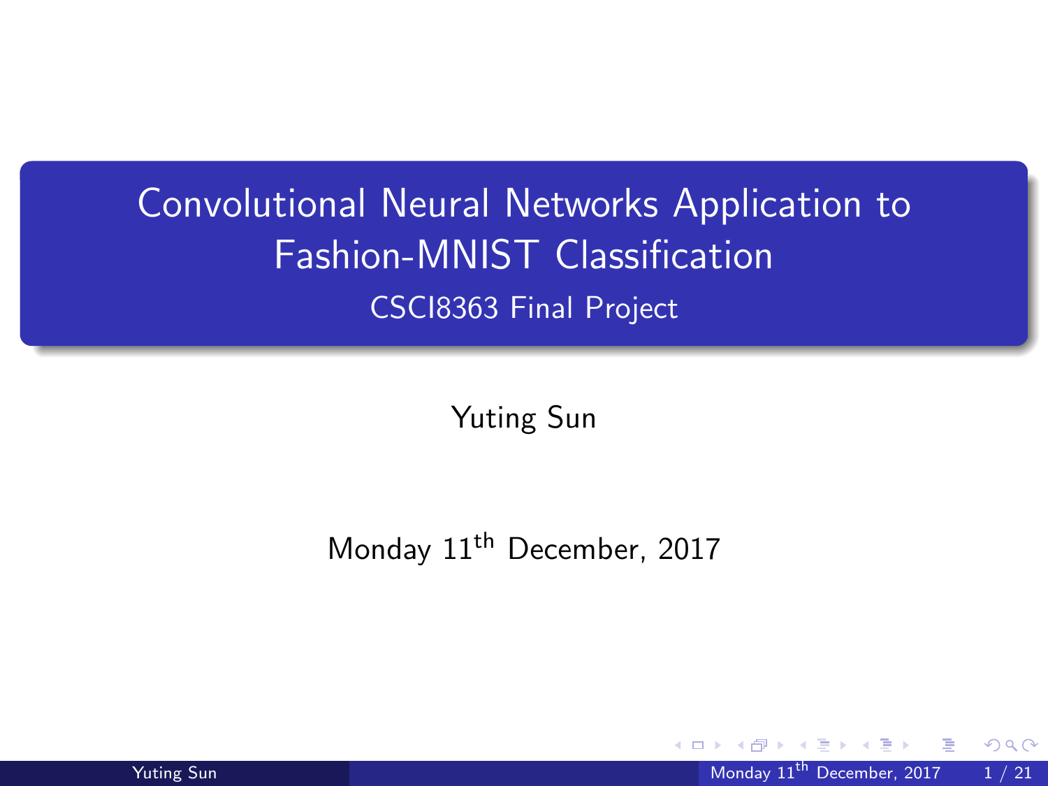# Convolutional Neural Networks Application to Fashion-MNIST Classification

## CSCI8363 Final Project

Yuting Sun

Monday 11$^{th}$ December, 2017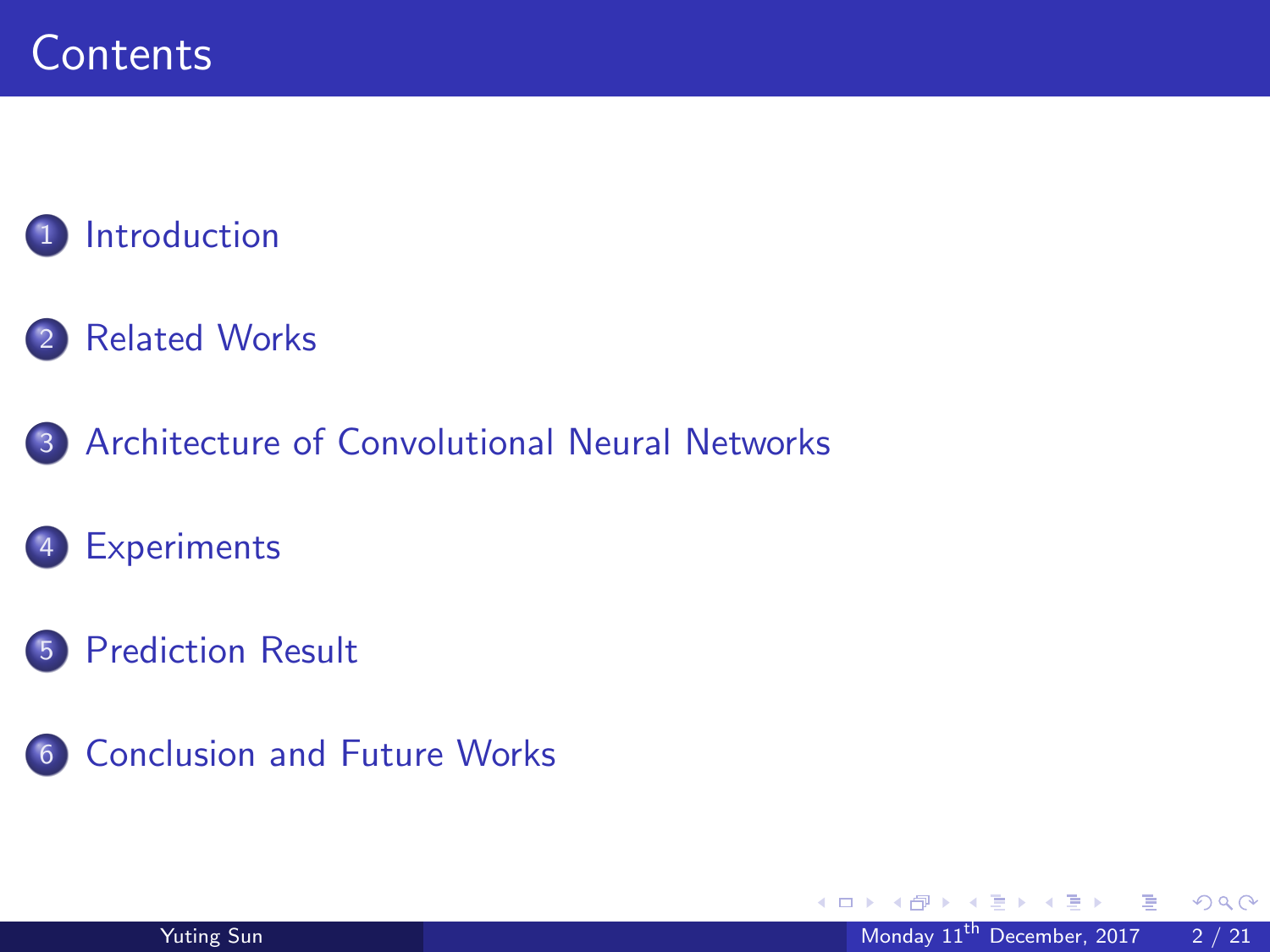# Contents

1. Introduction
2. Related Works
3. Architecture of Convolutional Neural Networks
4. Experiments
5. Prediction Result
6. Conclusion and Future Works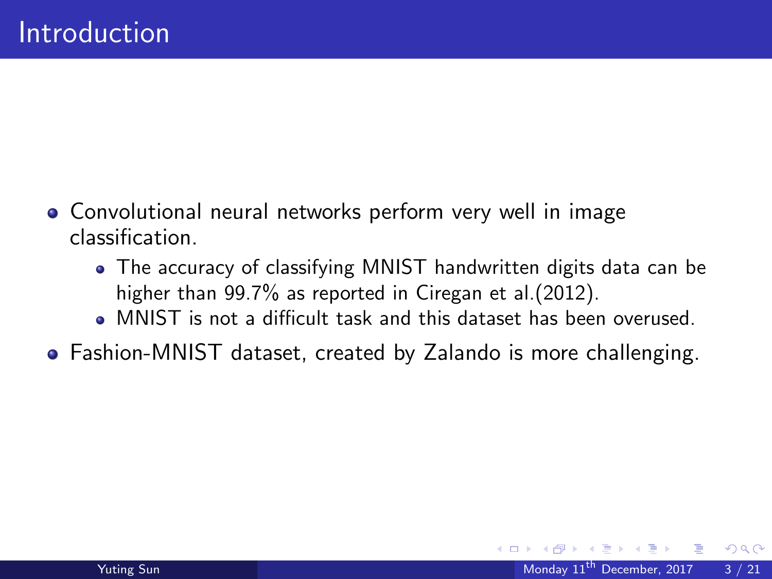# Introduction

- Convolutional neural networks perform very well in image classification.
  - The accuracy of classifying MNIST handwritten digits data can be higher than 99.7% as reported in Ciregan et al.(2012).
  - MNIST is not a difficult task and this dataset has been overused.
- Fashion-MNIST dataset, created by Zalando is more challenging.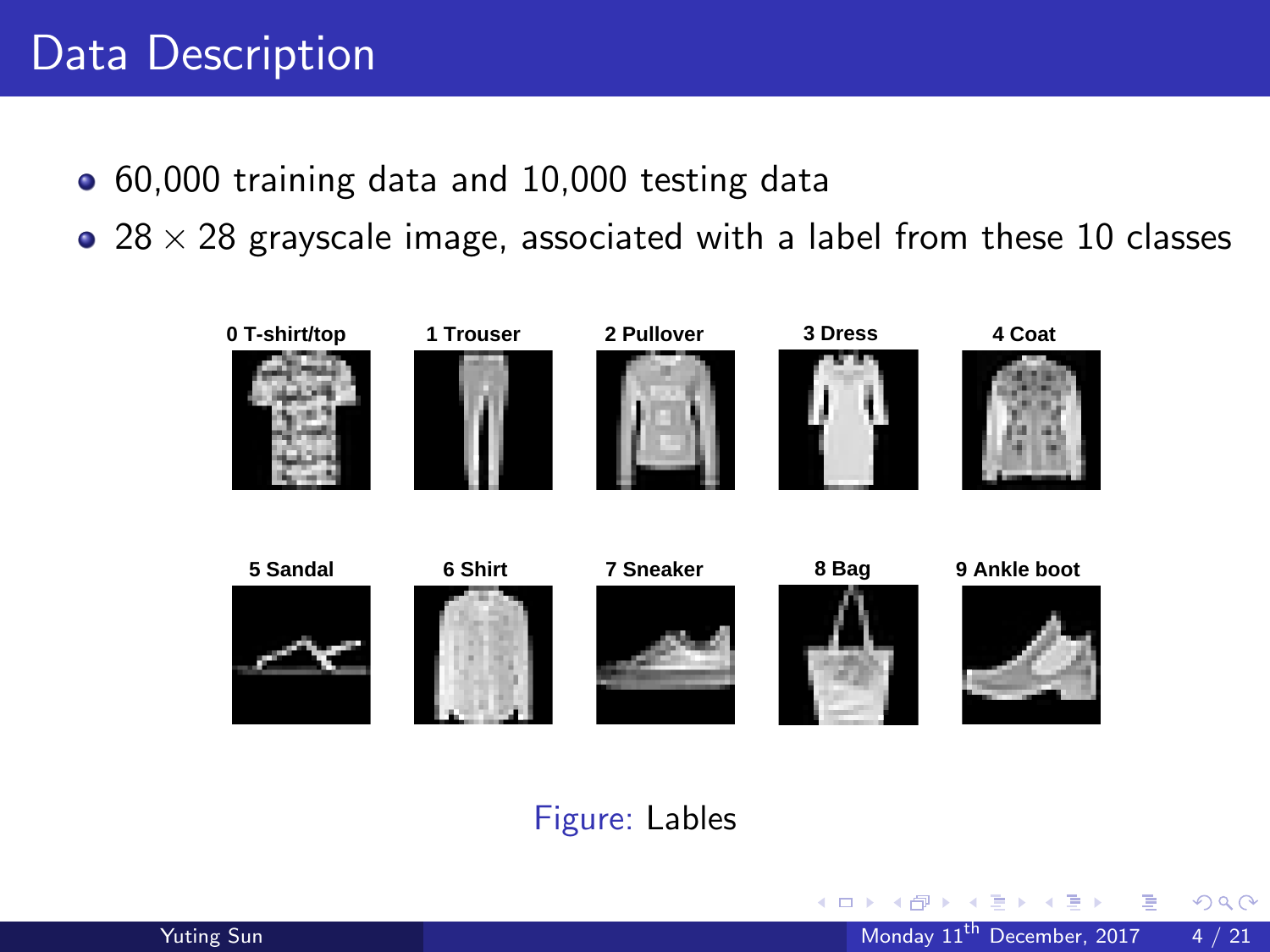# Data Description

- 60,000 training data and 10,000 testing data
- $28 \times 28$ grayscale image, associated with a label from these 10 classes

0 T-shirt/top, 1 Trouser, 2 Pullover, 3 Dress, 4 Coat, 5 Sandal, 6 Shirt, 7 Sneaker, 8 Bag, 9 Ankle boot

Figure: Lables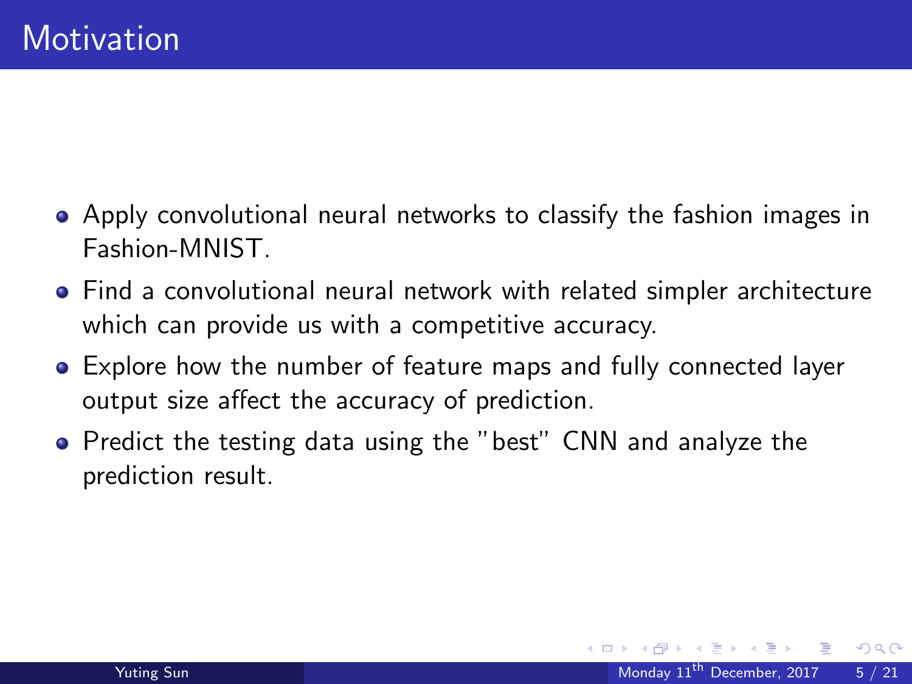# Motivation

- Apply convolutional neural networks to classify the fashion images in Fashion-MNIST.
- Find a convolutional neural network with related simpler architecture which can provide us with a competitive accuracy.
- Explore how the number of feature maps and fully connected layer output size affect the accuracy of prediction.
- Predict the testing data using the "best" CNN and analyze the prediction result.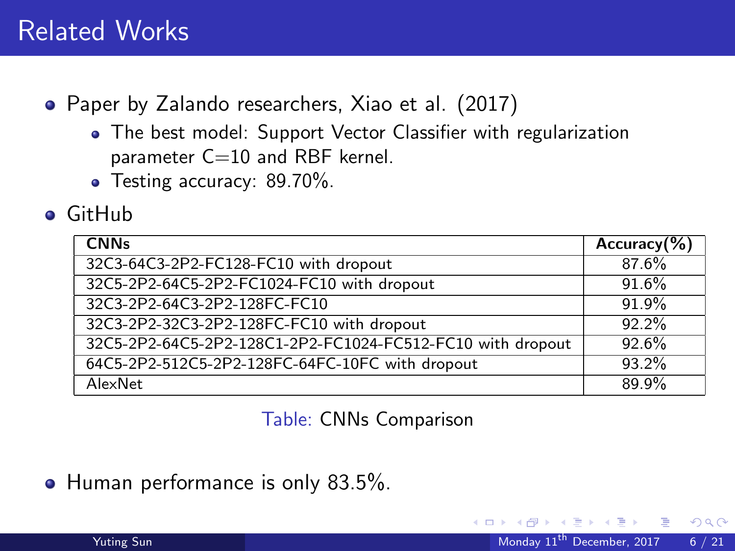# Related Works

- Paper by Zalando researchers, Xiao et al. (2017)
  - The best model: Support Vector Classifier with regularization parameter C=10 and RBF kernel.
  - Testing accuracy: 89.70%.
- GitHub

| CNNs | Accuracy(%) |
|---|---|
| 32C3-64C3-2P2-FC128-FC10 with dropout | 87.6% |
| 32C5-2P2-64C5-2P2-FC1024-FC10 with dropout | 91.6% |
| 32C3-2P2-64C3-2P2-128FC-FC10 | 91.9% |
| 32C3-2P2-32C3-2P2-128FC-FC10 with dropout | 92.2% |
| 32C5-2P2-64C5-2P2-128C1-2P2-FC1024-FC512-FC10 with dropout | 92.6% |
| 64C5-2P2-512C5-2P2-128FC-64FC-10FC with dropout | 93.2% |
| AlexNet | 89.9% |

Table: CNNs Comparison

- Human performance is only 83.5%.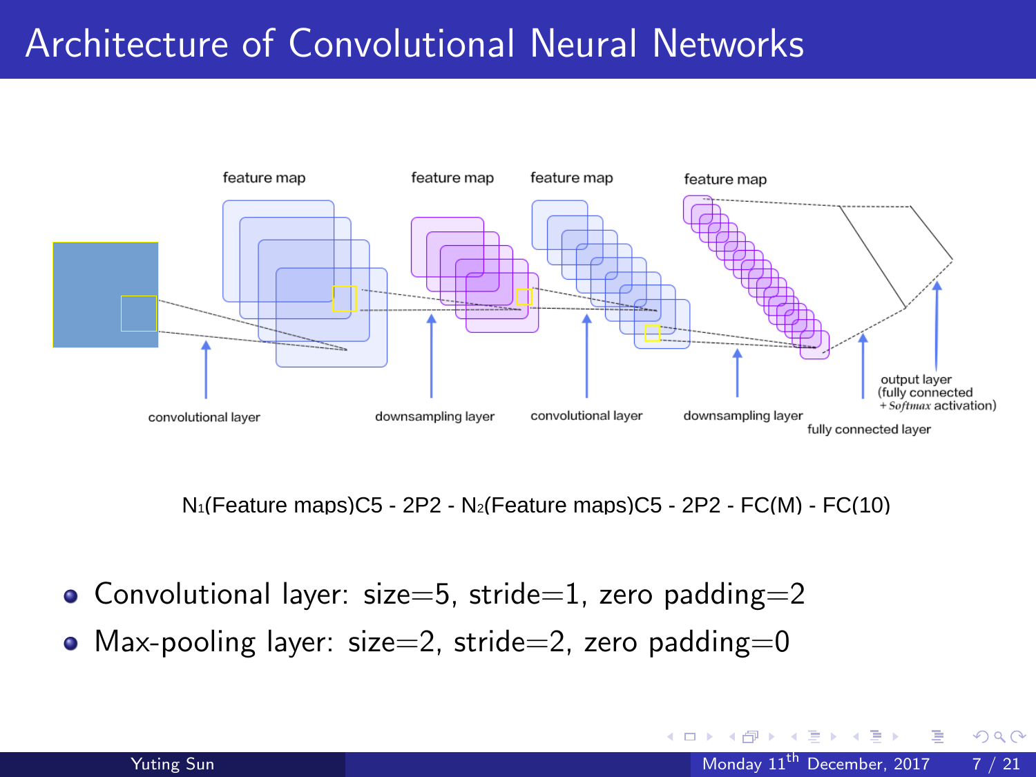# Architecture of Convolutional Neural Networks

$N_1$(Feature maps)C5 - 2P2 - $N_2$(Feature maps)C5 - 2P2 - FC(M) - FC(10)

- Convolutional layer: size=5, stride=1, zero padding=2
- Max-pooling layer: size=2, stride=2, zero padding=0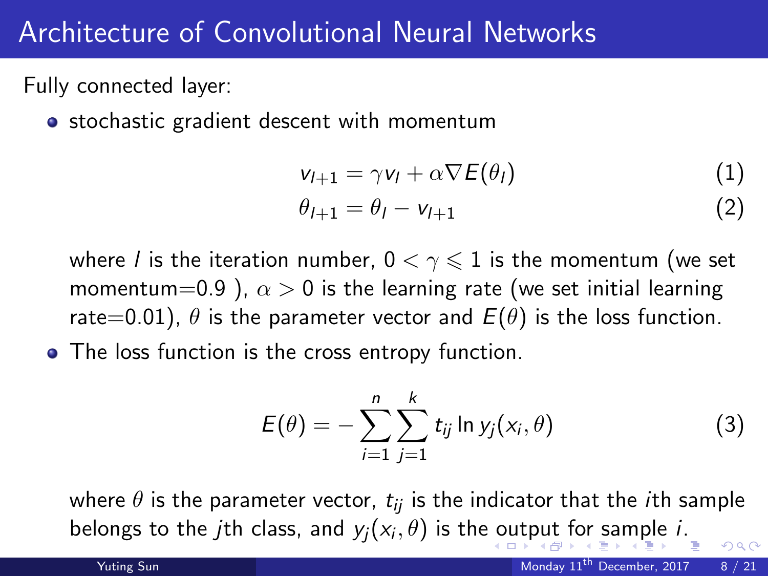# Architecture of Convolutional Neural Networks

Fully connected layer:

- stochastic gradient descent with momentum

$$v_{l+1} = \gamma v_l + \alpha \nabla E(\theta_l) \tag{1}$$

$$\theta_{l+1} = \theta_l - v_{l+1} \tag{2}$$

  where $l$ is the iteration number, $0 < \gamma \leqslant 1$ is the momentum (we set momentum=0.9 ), $\alpha > 0$ is the learning rate (we set initial learning rate=0.01), $\theta$ is the parameter vector and $E(\theta)$ is the loss function.

- The loss function is the cross entropy function.

$$E(\theta) = -\sum_{i=1}^{n}\sum_{j=1}^{k} t_{ij} \ln y_j(x_i, \theta) \tag{3}$$

  where $\theta$ is the parameter vector, $t_{ij}$ is the indicator that the $i$th sample belongs to the $j$th class, and $y_j(x_i, \theta)$ is the output for sample $i$.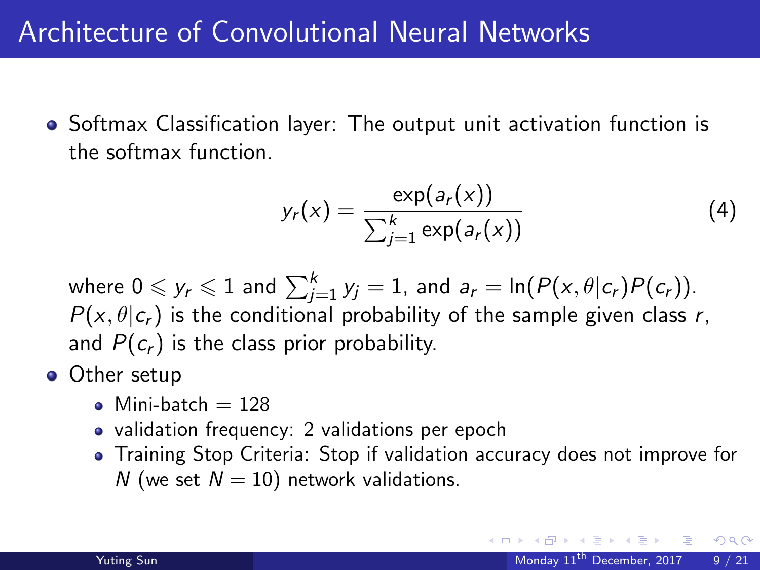# Architecture of Convolutional Neural Networks

- Softmax Classification layer: The output unit activation function is the softmax function.

$$y_r(x) = \frac{\exp(a_r(x))}{\sum_{j=1}^{k} \exp(a_r(x))} \tag{4}$$

  where $0 \leqslant y_r \leqslant 1$ and $\sum_{j=1}^{k} y_j = 1$, and $a_r = \ln(P(x, \theta | c_r) P(c_r))$. $P(x, \theta | c_r)$ is the conditional probability of the sample given class $r$, and $P(c_r)$ is the class prior probability.

- Other setup
  - Mini-batch = 128
  - validation frequency: 2 validations per epoch
  - Training Stop Criteria: Stop if validation accuracy does not improve for $N$ (we set $N = 10$) network validations.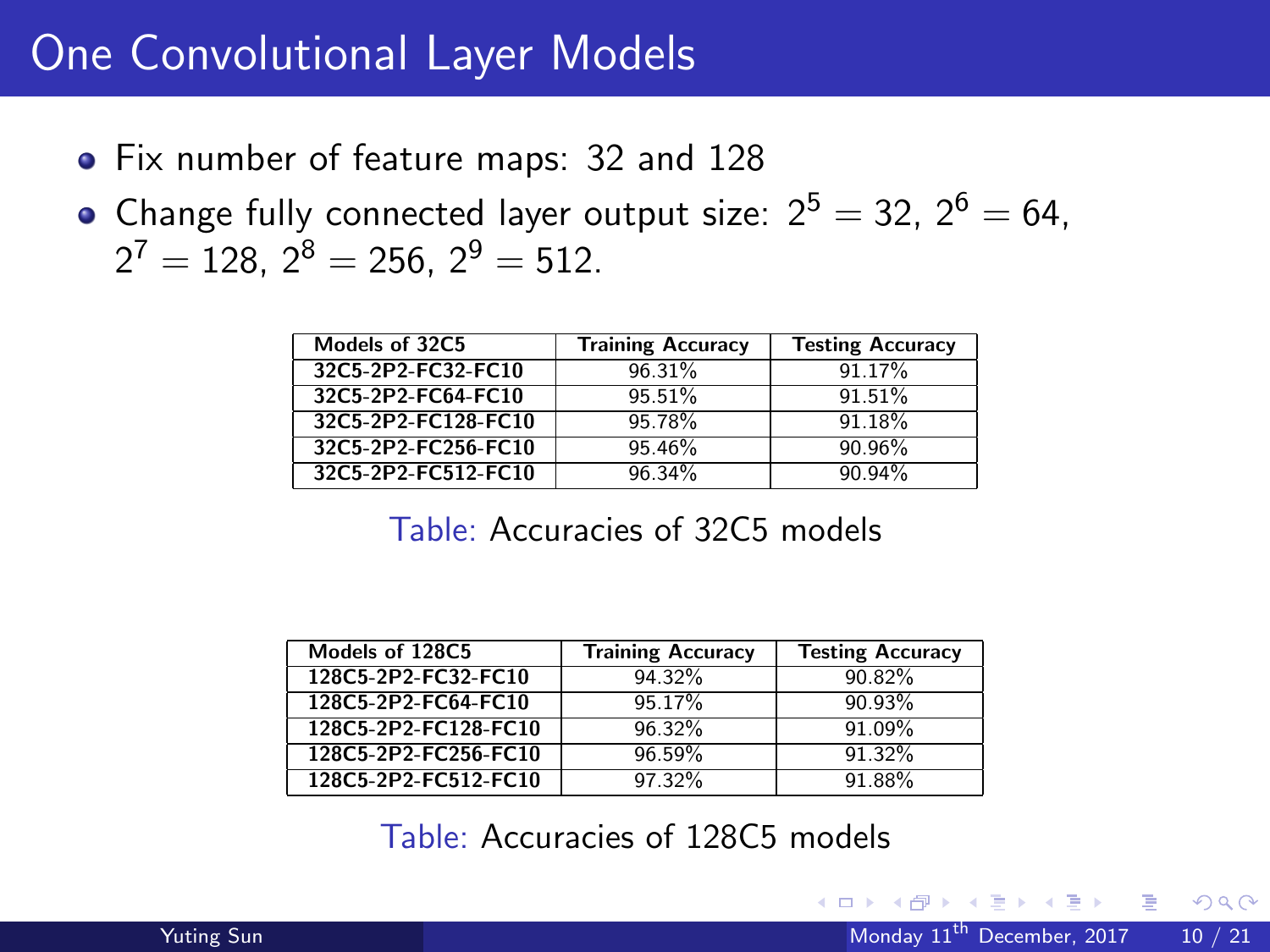# One Convolutional Layer Models

- Fix number of feature maps: 32 and 128
- Change fully connected layer output size: $2^5 = 32$, $2^6 = 64$, $2^7 = 128$, $2^8 = 256$, $2^9 = 512$.

| Models of 32C5 | Training Accuracy | Testing Accuracy |
|---|---|---|
| 32C5-2P2-FC32-FC10 | 96.31% | 91.17% |
| 32C5-2P2-FC64-FC10 | 95.51% | 91.51% |
| 32C5-2P2-FC128-FC10 | 95.78% | 91.18% |
| 32C5-2P2-FC256-FC10 | 95.46% | 90.96% |
| 32C5-2P2-FC512-FC10 | 96.34% | 90.94% |

Table: Accuracies of 32C5 models

| Models of 128C5 | Training Accuracy | Testing Accuracy |
|---|---|---|
| 128C5-2P2-FC32-FC10 | 94.32% | 90.82% |
| 128C5-2P2-FC64-FC10 | 95.17% | 90.93% |
| 128C5-2P2-FC128-FC10 | 96.32% | 91.09% |
| 128C5-2P2-FC256-FC10 | 96.59% | 91.32% |
| 128C5-2P2-FC512-FC10 | 97.32% | 91.88% |

Table: Accuracies of 128C5 models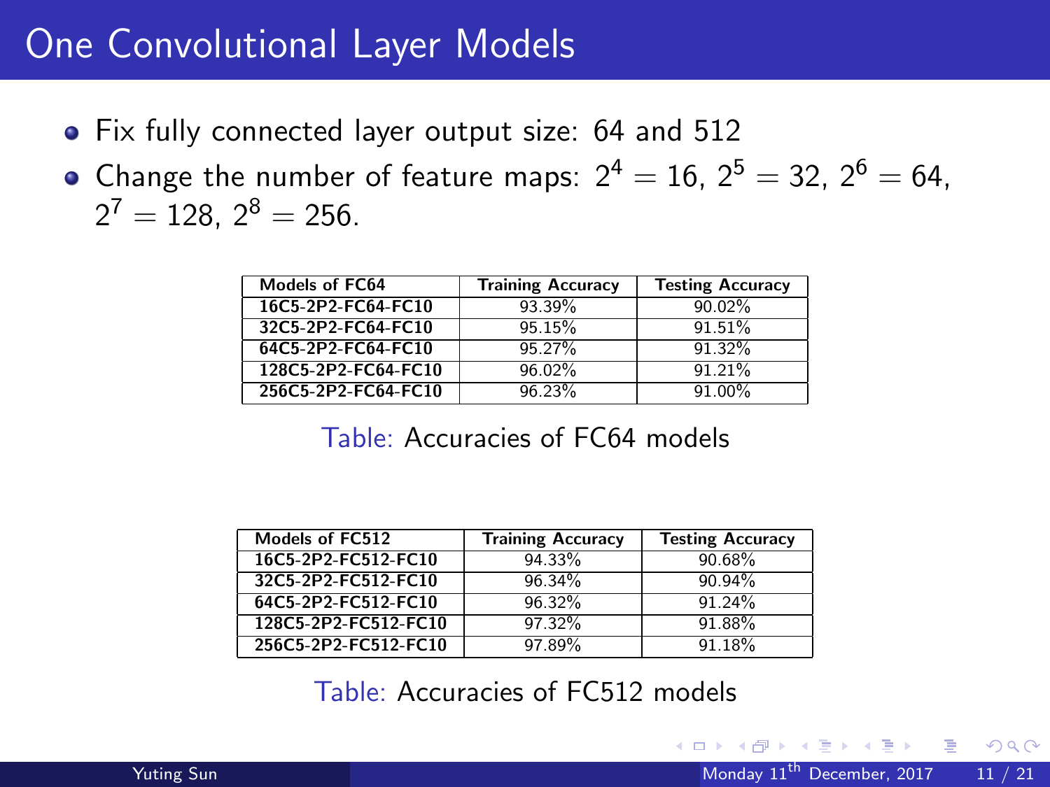# One Convolutional Layer Models

- Fix fully connected layer output size: 64 and 512
- Change the number of feature maps: $2^4 = 16$, $2^5 = 32$, $2^6 = 64$, $2^7 = 128$, $2^8 = 256$.

| Models of FC64 | Training Accuracy | Testing Accuracy |
| --- | --- | --- |
| 16C5-2P2-FC64-FC10 | 93.39% | 90.02% |
| 32C5-2P2-FC64-FC10 | 95.15% | 91.51% |
| 64C5-2P2-FC64-FC10 | 95.27% | 91.32% |
| 128C5-2P2-FC64-FC10 | 96.02% | 91.21% |
| 256C5-2P2-FC64-FC10 | 96.23% | 91.00% |

Table: Accuracies of FC64 models

| Models of FC512 | Training Accuracy | Testing Accuracy |
| --- | --- | --- |
| 16C5-2P2-FC512-FC10 | 94.33% | 90.68% |
| 32C5-2P2-FC512-FC10 | 96.34% | 90.94% |
| 64C5-2P2-FC512-FC10 | 96.32% | 91.24% |
| 128C5-2P2-FC512-FC10 | 97.32% | 91.88% |
| 256C5-2P2-FC512-FC10 | 97.89% | 91.18% |

Table: Accuracies of FC512 models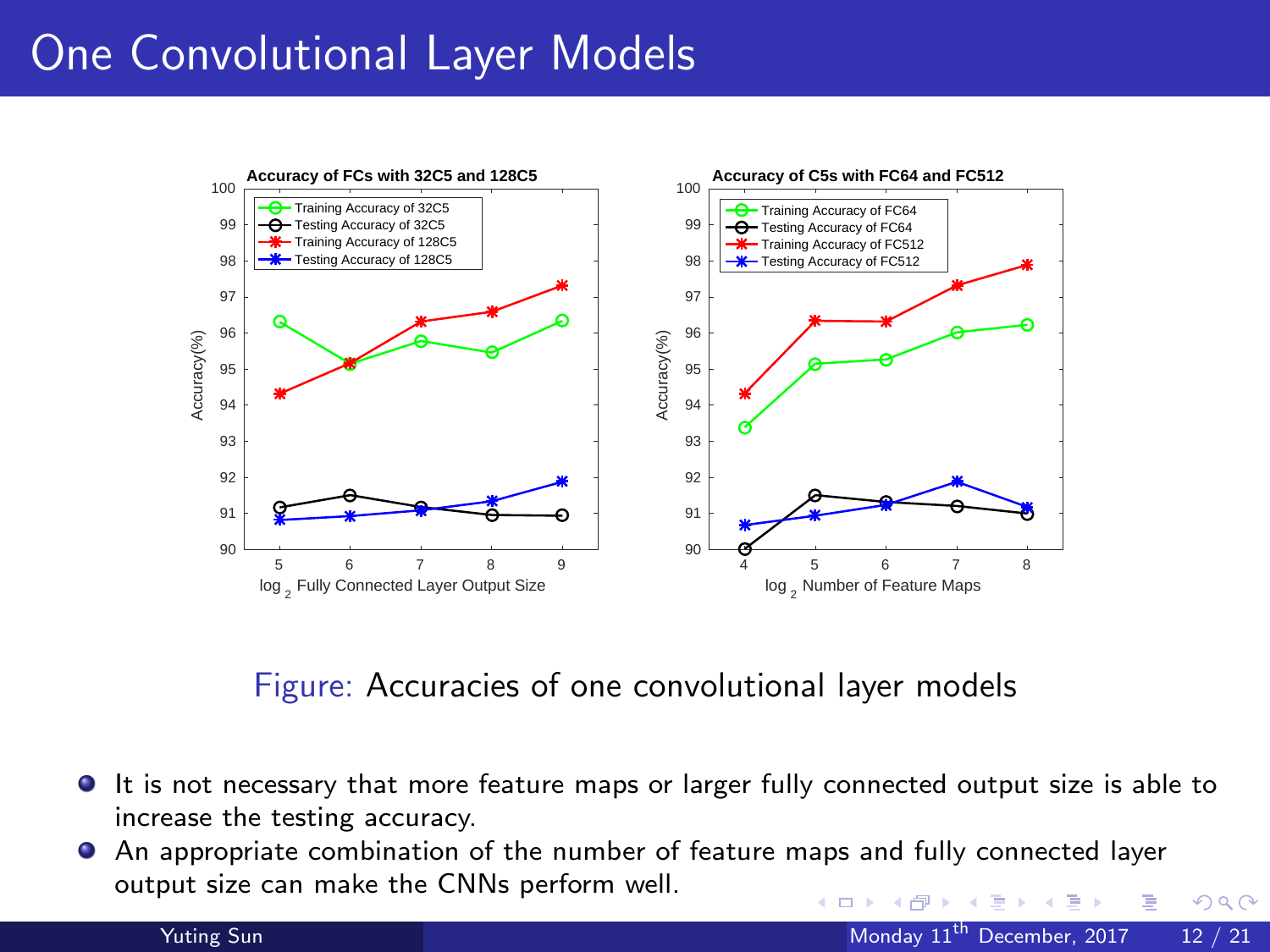# One Convolutional Layer Models

Figure: Accuracies of one convolutional layer models

- It is not necessary that more feature maps or larger fully connected output size is able to increase the testing accuracy.
- An appropriate combination of the number of feature maps and fully connected layer output size can make the CNNs perform well.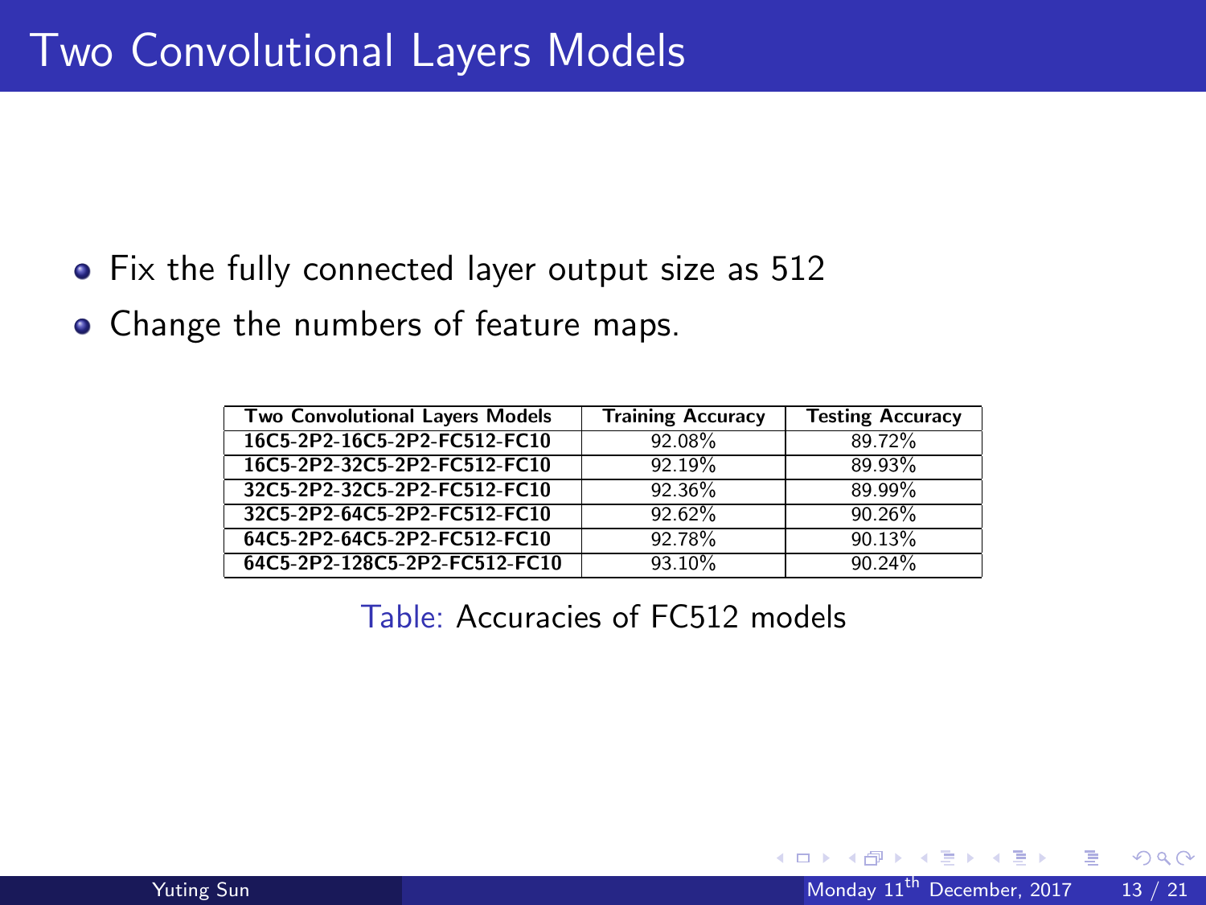# Two Convolutional Layers Models

- Fix the fully connected layer output size as 512
- Change the numbers of feature maps.

| Two Convolutional Layers Models | Training Accuracy | Testing Accuracy |
|---|---|---|
| 16C5-2P2-16C5-2P2-FC512-FC10 | 92.08% | 89.72% |
| 16C5-2P2-32C5-2P2-FC512-FC10 | 92.19% | 89.93% |
| 32C5-2P2-32C5-2P2-FC512-FC10 | 92.36% | 89.99% |
| 32C5-2P2-64C5-2P2-FC512-FC10 | 92.62% | 90.26% |
| 64C5-2P2-64C5-2P2-FC512-FC10 | 92.78% | 90.13% |
| 64C5-2P2-128C5-2P2-FC512-FC10 | 93.10% | 90.24% |

Table: Accuracies of FC512 models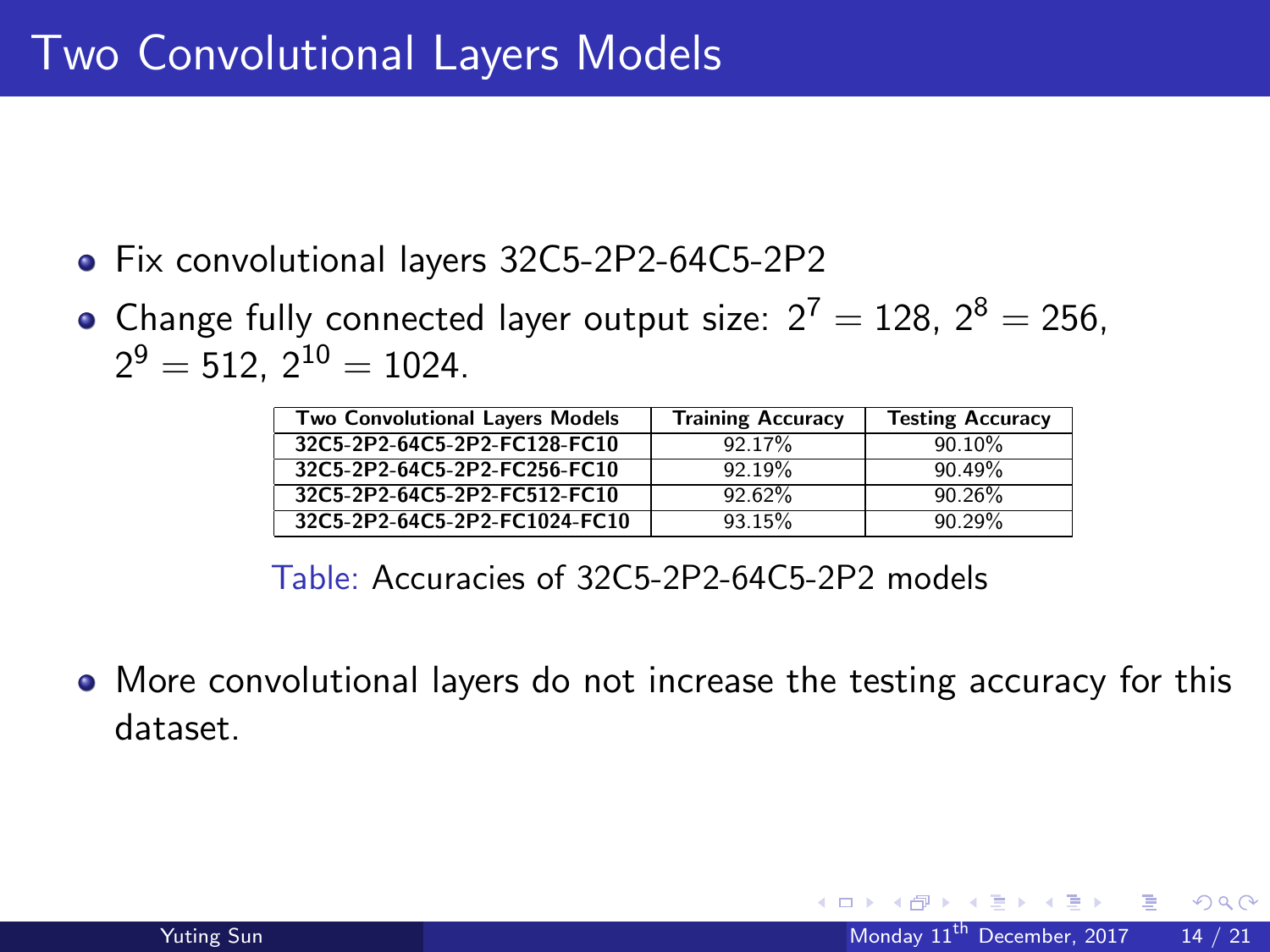# Two Convolutional Layers Models

- Fix convolutional layers 32C5-2P2-64C5-2P2
- Change fully connected layer output size: $2^7 = 128$, $2^8 = 256$, $2^9 = 512$, $2^{10} = 1024$.

| Two Convolutional Layers Models | Training Accuracy | Testing Accuracy |
|---|---|---|
| 32C5-2P2-64C5-2P2-FC128-FC10 | 92.17% | 90.10% |
| 32C5-2P2-64C5-2P2-FC256-FC10 | 92.19% | 90.49% |
| 32C5-2P2-64C5-2P2-FC512-FC10 | 92.62% | 90.26% |
| 32C5-2P2-64C5-2P2-FC1024-FC10 | 93.15% | 90.29% |

Table: Accuracies of 32C5-2P2-64C5-2P2 models

- More convolutional layers do not increase the testing accuracy for this dataset.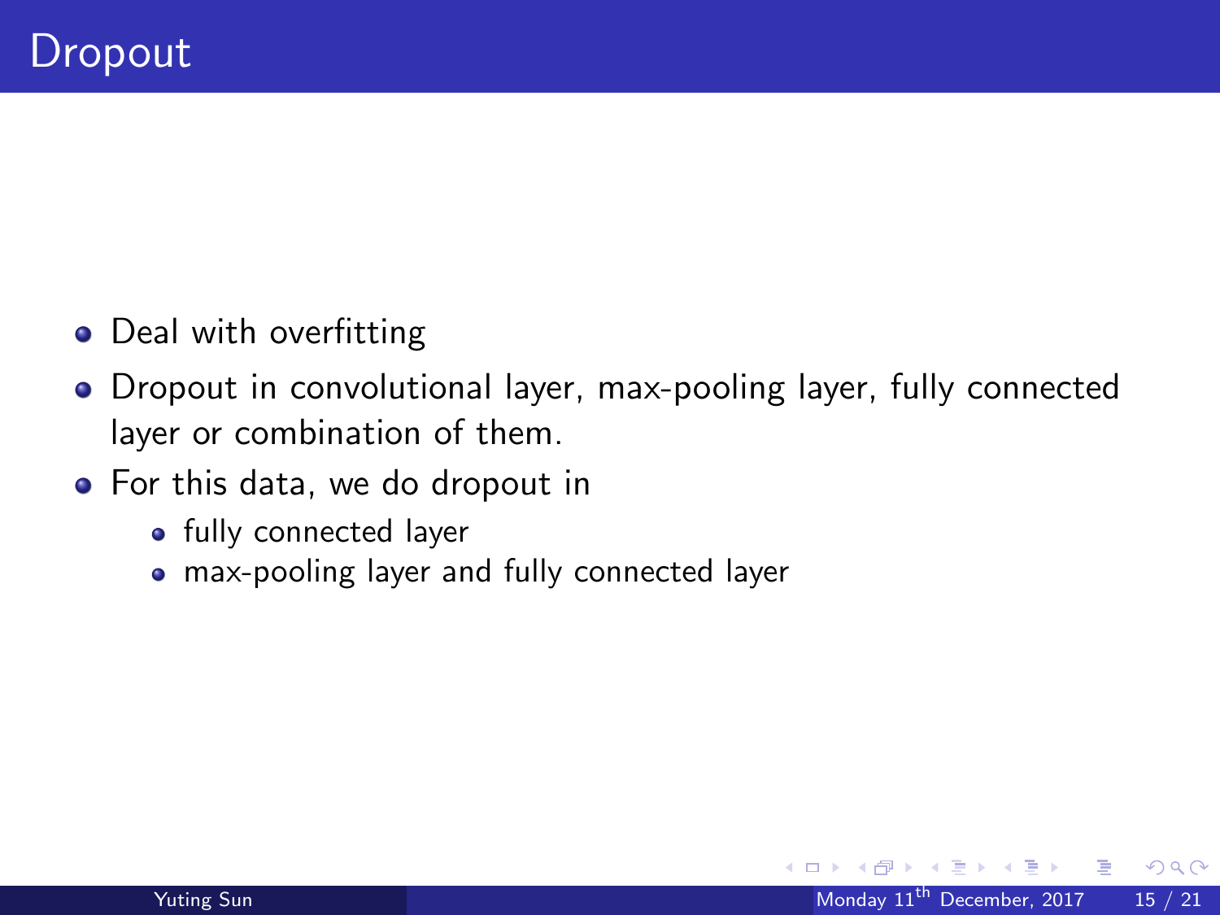# Dropout

- Deal with overfitting
- Dropout in convolutional layer, max-pooling layer, fully connected layer or combination of them.
- For this data, we do dropout in
  - fully connected layer
  - max-pooling layer and fully connected layer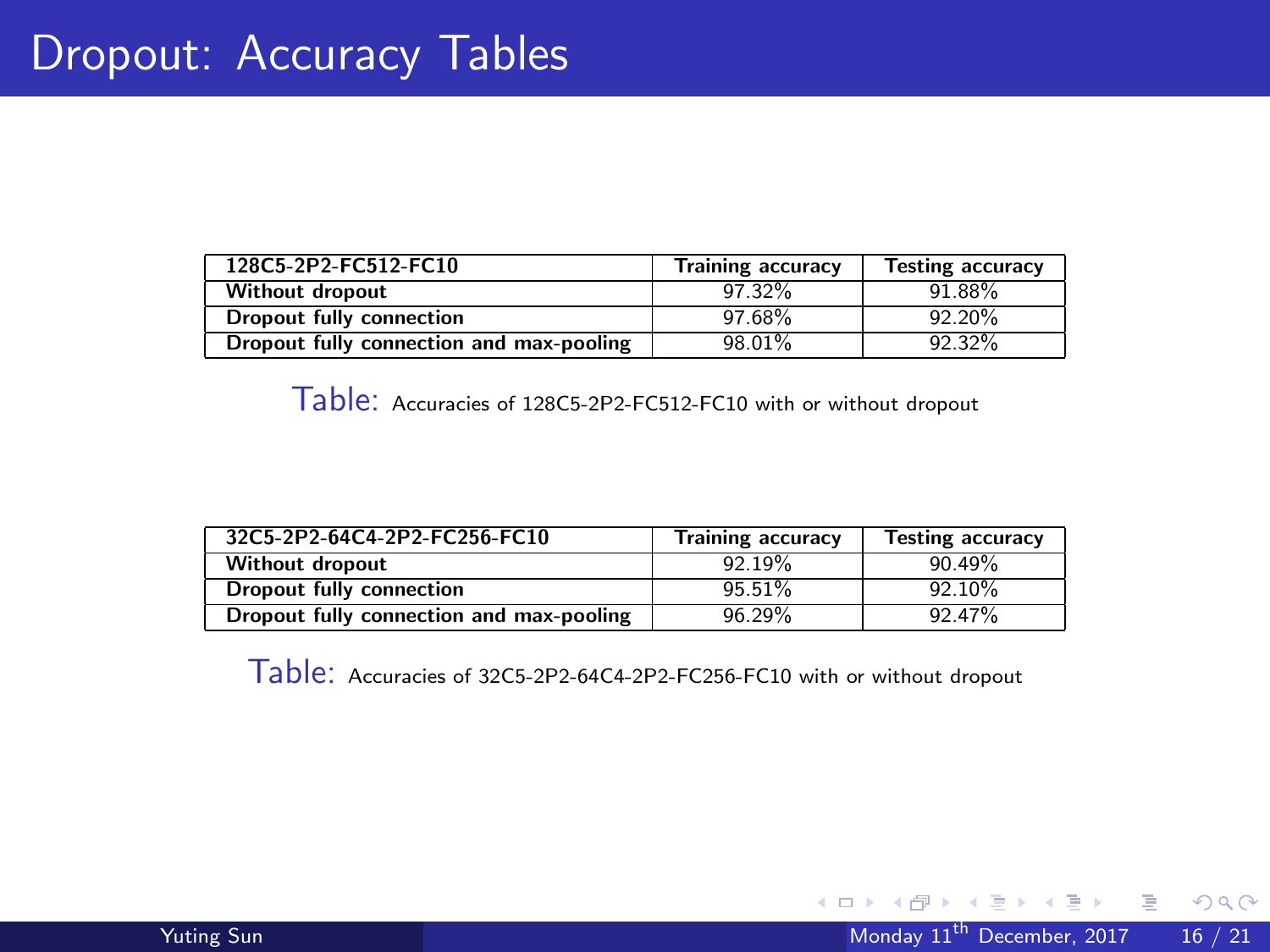# Dropout: Accuracy Tables

| 128C5-2P2-FC512-FC10 | Training accuracy | Testing accuracy |
|---|---|---|
| **Without dropout** | 97.32% | 91.88% |
| **Dropout fully connection** | 97.68% | 92.20% |
| **Dropout fully connection and max-pooling** | 98.01% | 92.32% |

Table: Accuracies of 128C5-2P2-FC512-FC10 with or without dropout

| 32C5-2P2-64C4-2P2-FC256-FC10 | Training accuracy | Testing accuracy |
|---|---|---|
| **Without dropout** | 92.19% | 90.49% |
| **Dropout fully connection** | 95.51% | 92.10% |
| **Dropout fully connection and max-pooling** | 96.29% | 92.47% |

Table: Accuracies of 32C5-2P2-64C4-2P2-FC256-FC10 with or without dropout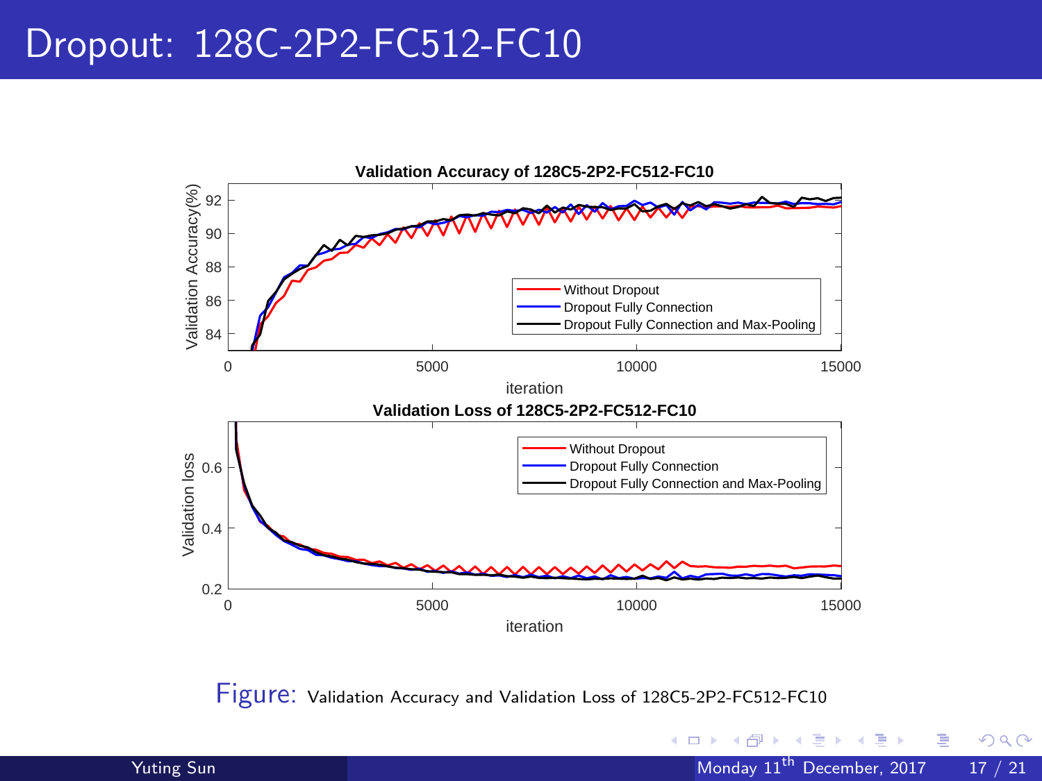# Dropout: 128C-2P2-FC512-FC10

Figure: Validation Accuracy and Validation Loss of 128C5-2P2-FC512-FC10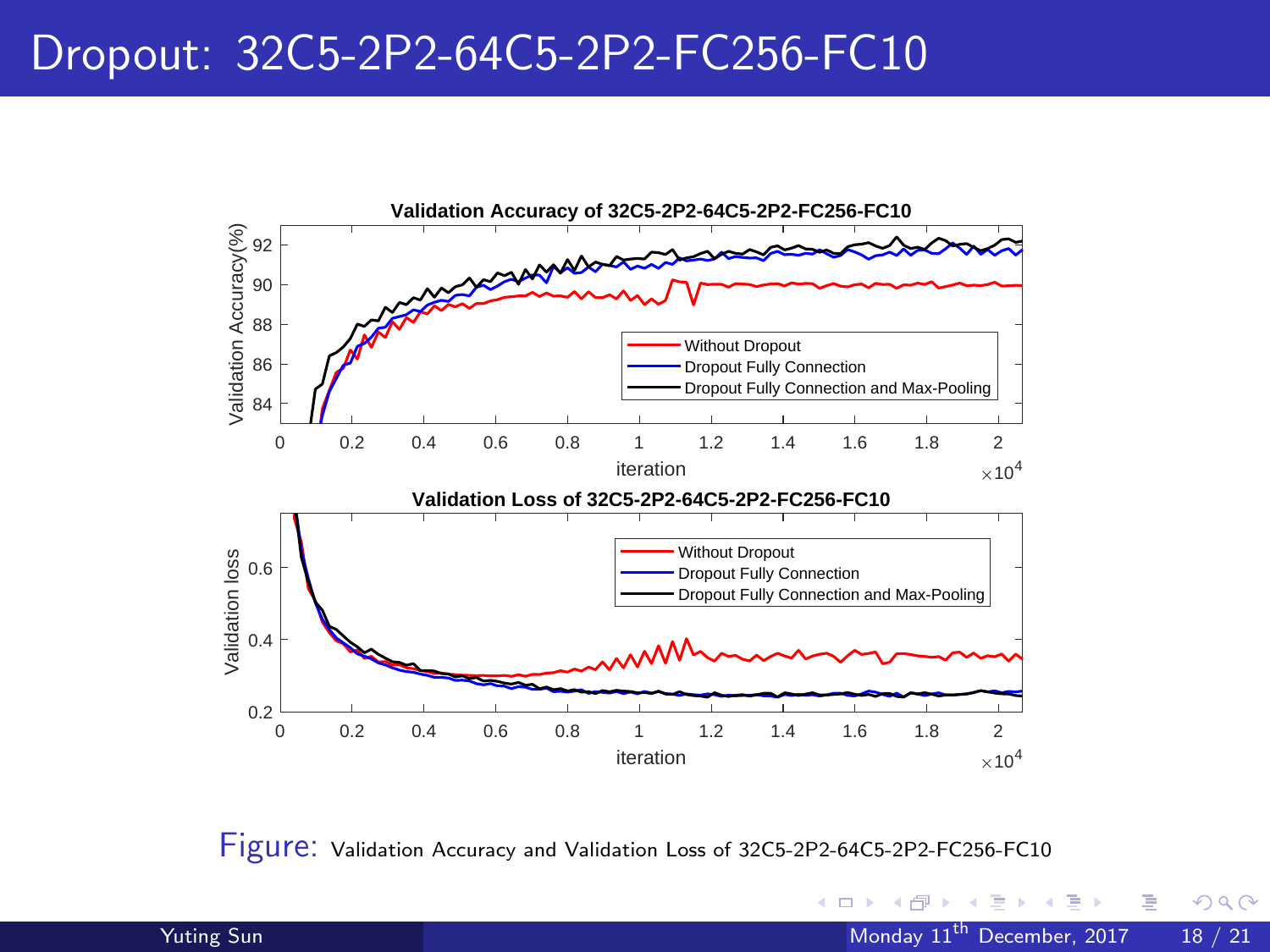# Dropout: 32C5-2P2-64C5-2P2-FC256-FC10

Figure: Validation Accuracy and Validation Loss of 32C5-2P2-64C5-2P2-FC256-FC10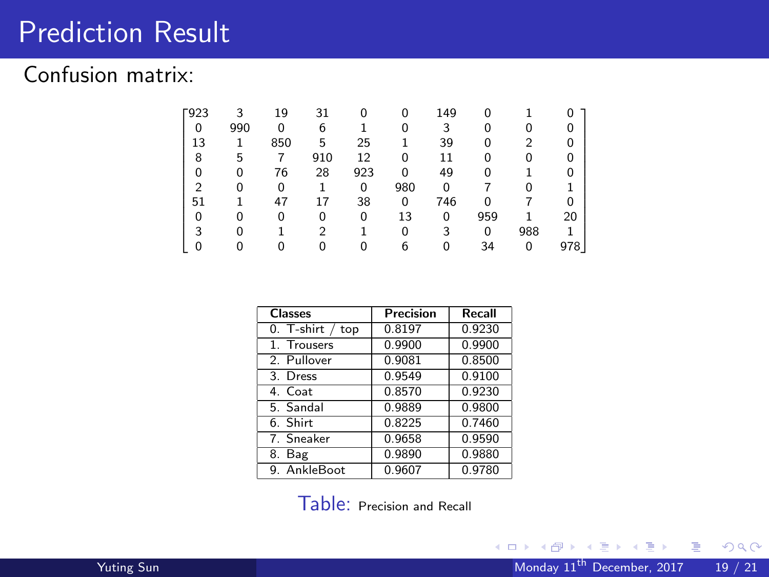# Prediction Result

Confusion matrix:

$$
\begin{bmatrix}
923 & 3 & 19 & 31 & 0 & 0 & 149 & 0 & 1 & 0 \\
0 & 990 & 0 & 6 & 1 & 0 & 3 & 0 & 0 & 0 \\
13 & 1 & 850 & 5 & 25 & 1 & 39 & 0 & 2 & 0 \\
8 & 5 & 7 & 910 & 12 & 0 & 11 & 0 & 0 & 0 \\
0 & 0 & 76 & 28 & 923 & 0 & 49 & 0 & 1 & 0 \\
2 & 0 & 0 & 1 & 0 & 980 & 0 & 7 & 0 & 1 \\
51 & 1 & 47 & 17 & 38 & 0 & 746 & 0 & 7 & 0 \\
0 & 0 & 0 & 0 & 0 & 13 & 0 & 959 & 1 & 20 \\
3 & 0 & 1 & 2 & 1 & 0 & 3 & 0 & 988 & 1 \\
0 & 0 & 0 & 0 & 0 & 6 & 0 & 34 & 0 & 978
\end{bmatrix}
$$

| Classes | Precision | Recall |
|---|---|---|
| 0. T-shirt / top | 0.8197 | 0.9230 |
| 1. Trousers | 0.9900 | 0.9900 |
| 2. Pullover | 0.9081 | 0.8500 |
| 3. Dress | 0.9549 | 0.9100 |
| 4. Coat | 0.8570 | 0.9230 |
| 5. Sandal | 0.9889 | 0.9800 |
| 6. Shirt | 0.8225 | 0.7460 |
| 7. Sneaker | 0.9658 | 0.9590 |
| 8. Bag | 0.9890 | 0.9880 |
| 9. AnkleBoot | 0.9607 | 0.9780 |

Table: Precision and Recall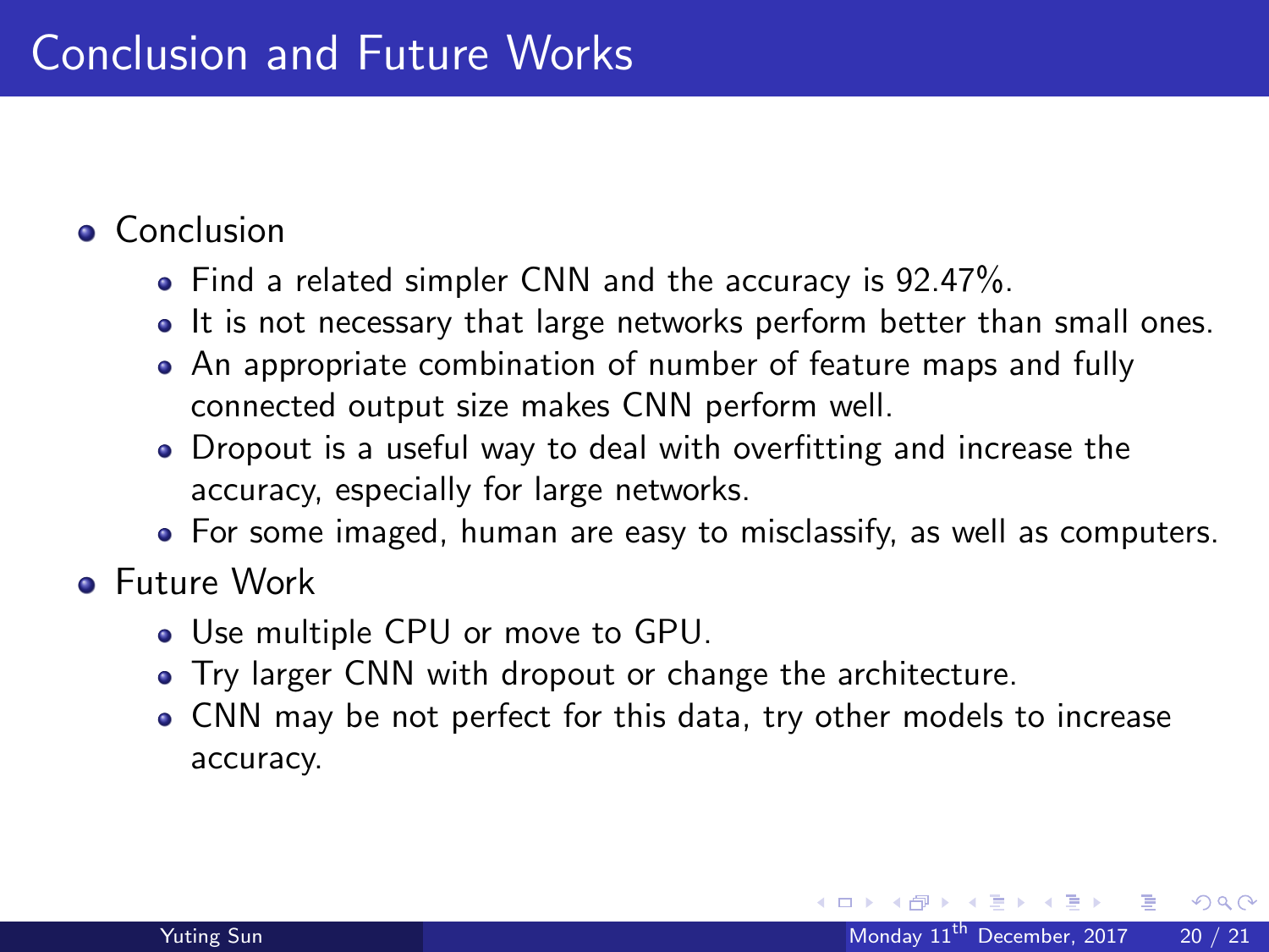# Conclusion and Future Works

- Conclusion
  - Find a related simpler CNN and the accuracy is 92.47%.
  - It is not necessary that large networks perform better than small ones.
  - An appropriate combination of number of feature maps and fully connected output size makes CNN perform well.
  - Dropout is a useful way to deal with overfitting and increase the accuracy, especially for large networks.
  - For some imaged, human are easy to misclassify, as well as computers.
- Future Work
  - Use multiple CPU or move to GPU.
  - Try larger CNN with dropout or change the architecture.
  - CNN may be not perfect for this data, try other models to increase accuracy.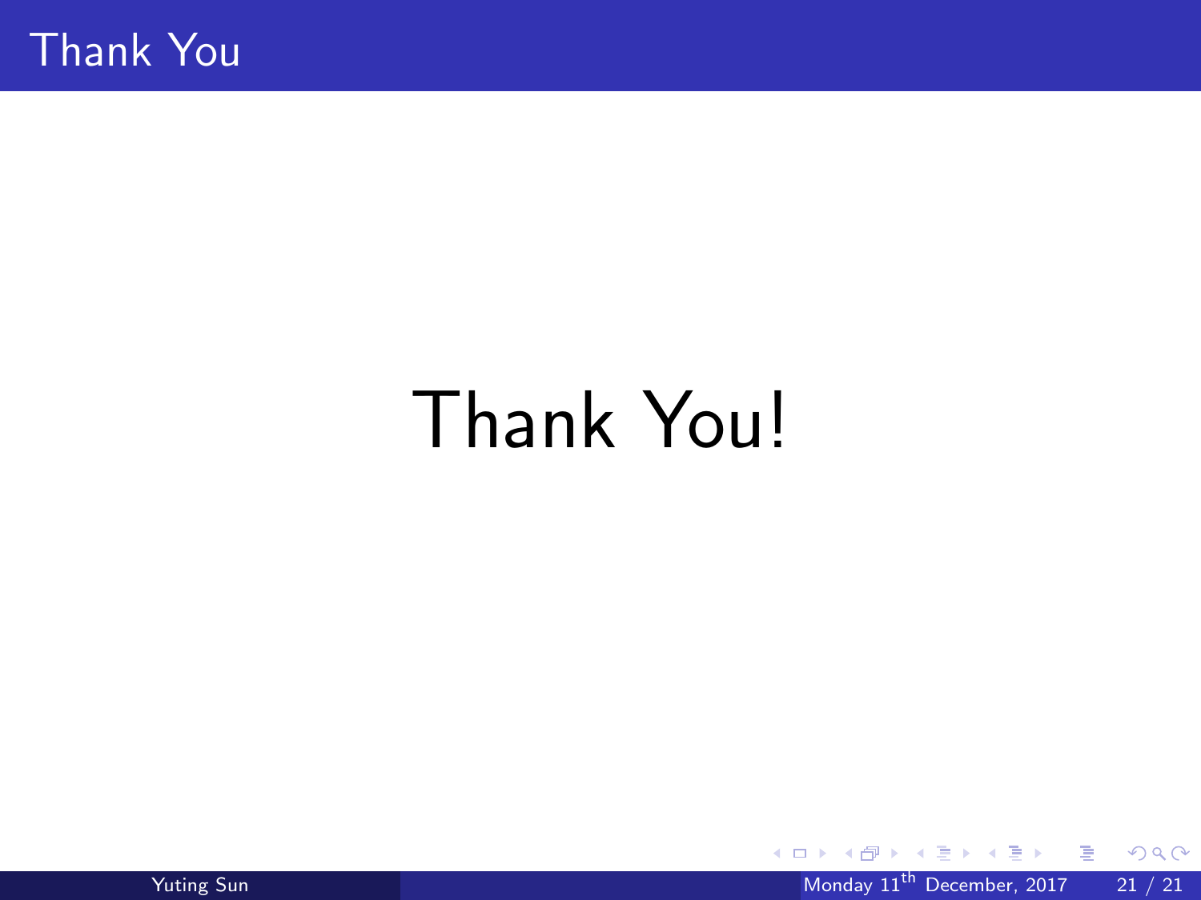# Thank You

Thank You!